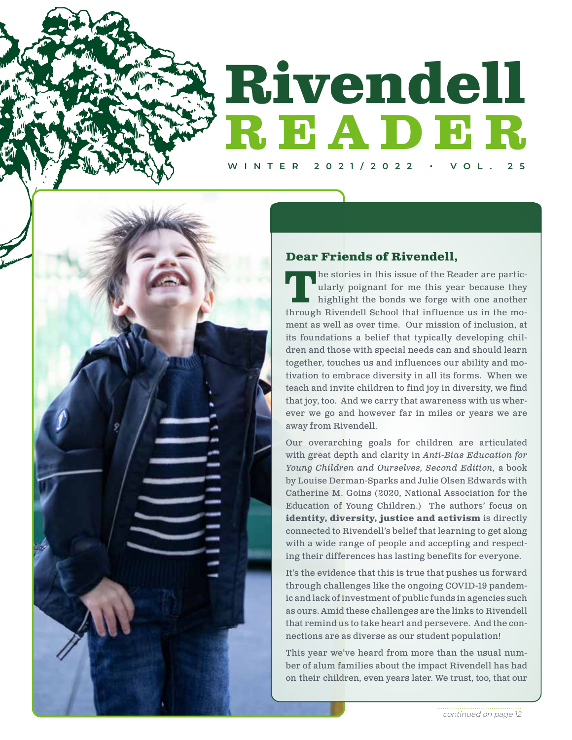# Rivendell READER

WINTER 2021/2022 • VOL. 25

## Dear Friends of Rivendell,

The stories in this issue of the Reader are particularly poignant for me this year because they highlight the bonds we forge with one another through Rivendell School that influence us in the moment as well as over time. Our mission of inclusion, at its foundations a belief that typically developing children and those with special needs can and should learn together, touches us and influences our ability and motivation to embrace diversity in all its forms. When we teach and invite children to find joy in diversity, we find that joy, too. And we carry that awareness with us wherever we go and however far in miles or years we are away from Rivendell.

Our overarching goals for children are articulated with great depth and clarity in *Anti-Bias Education for Young Children and Ourselves, Second Edition,* a book by Louise Derman-Sparks and Julie Olsen Edwards with Catherine M. Goins (2020, National Association for the Education of Young Children.) The authors' focus on **identity, diversity, justice and activism** is directly connected to Rivendell's belief that learning to get along with a wide range of people and accepting and respecting their differences has lasting benefits for everyone.

It's the evidence that this is true that pushes us forward through challenges like the ongoing COVID-19 pandemic and lack of investment of public funds in agencies such as ours. Amid these challenges are the links to Rivendell that remind us to take heart and persevere. And the connections are as diverse as our student population!

This year we've heard from more than the usual number of alum families about the impact Rivendell has had on their children, even years later. We trust, too, that our

*continued on page 12*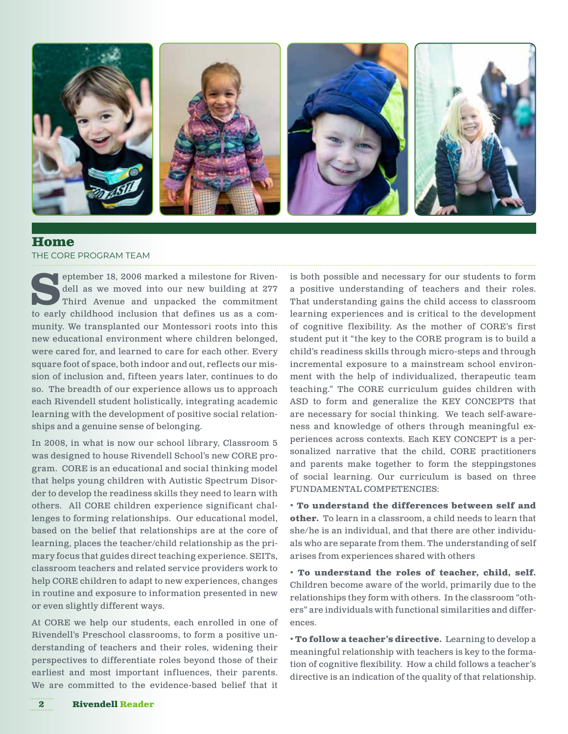## Home

THE CORE PROGRAM TEAM

September 18, 2006 marked a milestone for Rivendell as we moved into our new building at 277 Third Avenue and unpacked the commitment to early childhood inclusion that defines us as a community. We transplanted our Montessori roots into this new educational environment where children belonged, were cared for, and learned to care for each other. Every square foot of space, both indoor and out, reflects our mission of inclusion and, fifteen years later, continues to do so. The breadth of our experience allows us to approach each Rivendell student holistically, integrating academic learning with the development of positive social relationships and a genuine sense of belonging.

In 2008, in what is now our school library, Classroom 5 was designed to house Rivendell School's new CORE program. CORE is an educational and social thinking model that helps young children with Autistic Spectrum Disorder to develop the readiness skills they need to learn with others. All CORE children experience significant challenges to forming relationships. Our educational model, based on the belief that relationships are at the core of learning, places the teacher/child relationship as the primary focus that guides direct teaching experience. SEITs, classroom teachers and related service providers work to help CORE children to adapt to new experiences, changes in routine and exposure to information presented in new or even slightly different ways.

At CORE we help our students, each enrolled in one of Rivendell's Preschool classrooms, to form a positive understanding of teachers and their roles, widening their perspectives to differentiate roles beyond those of their earliest and most important influences, their parents. We are committed to the evidence-based belief that it is both possible and necessary for our students to form a positive understanding of teachers and their roles. That understanding gains the child access to classroom learning experiences and is critical to the development of cognitive flexibility. As the mother of CORE's first student put it "the key to the CORE program is to build a child's readiness skills through micro-steps and through incremental exposure to a mainstream school environment with the help of individualized, therapeutic team teaching." The CORE curriculum guides children with ASD to form and generalize the KEY CONCEPTS that are necessary for social thinking. We teach self-awareness and knowledge of others through meaningful experiences across contexts. Each KEY CONCEPT is a personalized narrative that the child, CORE practitioners and parents make together to form the steppingstones of social learning. Our curriculum is based on three FUNDAMENTAL COMPETENCIES:

- **To understand the differences between self and other.** To learn in a classroom, a child needs to learn that she/he is an individual, and that there are other individuals who are separate from them. The understanding of self arises from experiences shared with others
- **To understand the roles of teacher, child, self.** Children become aware of the world, primarily due to the relationships they form with others. In the classroom "others" are individuals with functional similarities and differences.
- **To follow a teacher's directive.** Learning to develop a meaningful relationship with teachers is key to the formation of cognitive flexibility. How a child follows a teacher's directive is an indication of the quality of that relationship.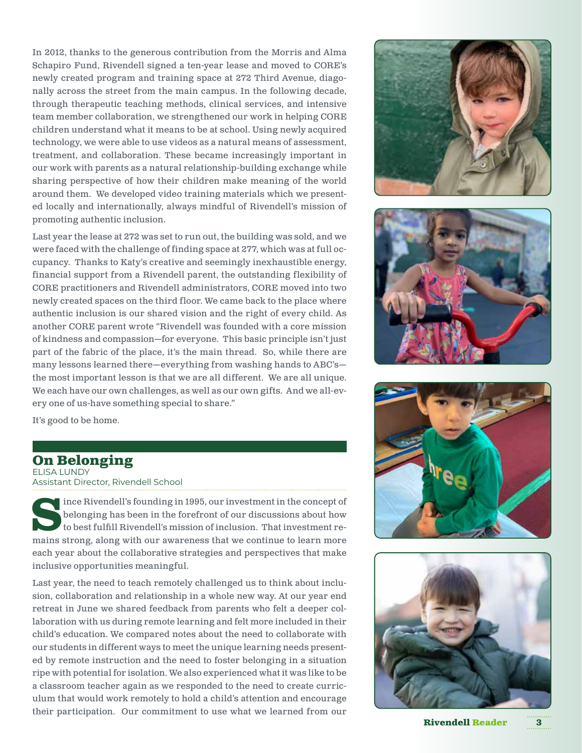In 2012, thanks to the generous contribution from the Morris and Alma Schapiro Fund, Rivendell signed a ten-year lease and moved to CORE's newly created program and training space at 272 Third Avenue, diagonally across the street from the main campus. In the following decade, through therapeutic teaching methods, clinical services, and intensive team member collaboration, we strengthened our work in helping CORE children understand what it means to be at school. Using newly acquired technology, we were able to use videos as a natural means of assessment, treatment, and collaboration. These became increasingly important in our work with parents as a natural relationship-building exchange while sharing perspective of how their children make meaning of the world around them. We developed video training materials which we presented locally and internationally, always mindful of Rivendell's mission of promoting authentic inclusion.

Last year the lease at 272 was set to run out, the building was sold, and we were faced with the challenge of finding space at 277, which was at full occupancy. Thanks to Katy's creative and seemingly inexhaustible energy, financial support from a Rivendell parent, the outstanding flexibility of CORE practitioners and Rivendell administrators, CORE moved into two newly created spaces on the third floor. We came back to the place where authentic inclusion is our shared vision and the right of every child. As another CORE parent wrote "Rivendell was founded with a core mission of kindness and compassion—for everyone. This basic principle isn't just part of the fabric of the place, it's the main thread. So, while there are many lessons learned there—everything from washing hands to ABC's—the most important lesson is that we are all different. We are all unique. We each have our own challenges, as well as our own gifts. And we all-every one of us-have something special to share."

It's good to be home.

## On Belonging

ELISA LUNDY
Assistant Director, Rivendell School

Since Rivendell's founding in 1995, our investment in the concept of belonging has been in the forefront of our discussions about how to best fulfill Rivendell's mission of inclusion. That investment remains strong, along with our awareness that we continue to learn more each year about the collaborative strategies and perspectives that make inclusive opportunities meaningful.

Last year, the need to teach remotely challenged us to think about inclusion, collaboration and relationship in a whole new way. At our year end retreat in June we shared feedback from parents who felt a deeper collaboration with us during remote learning and felt more included in their child's education. We compared notes about the need to collaborate with our students in different ways to meet the unique learning needs presented by remote instruction and the need to foster belonging in a situation ripe with potential for isolation. We also experienced what it was like to be a classroom teacher again as we responded to the need to create curriculum that would work remotely to hold a child's attention and encourage their participation. Our commitment to use what we learned from our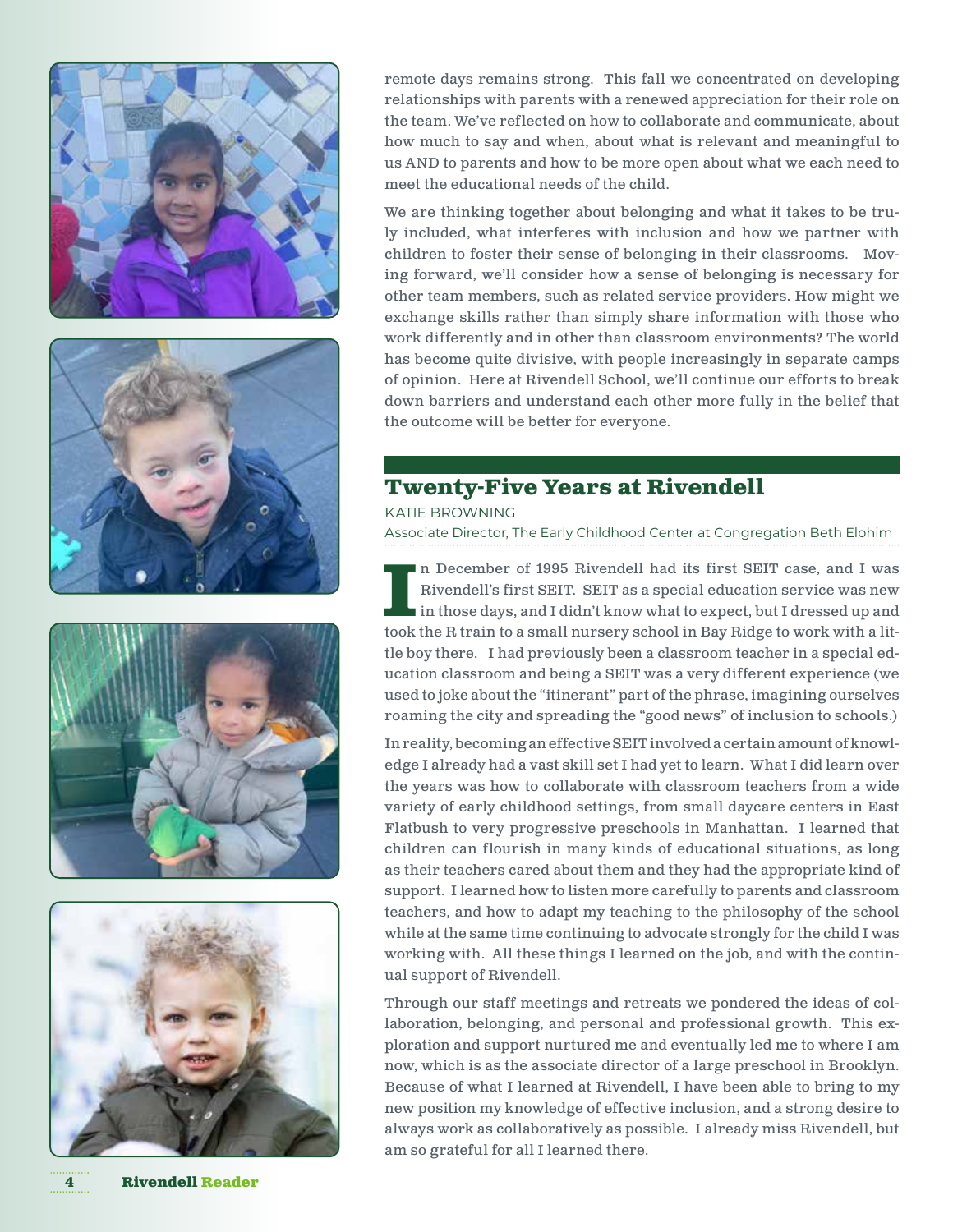remote days remains strong. This fall we concentrated on developing relationships with parents with a renewed appreciation for their role on the team. We've reflected on how to collaborate and communicate, about how much to say and when, about what is relevant and meaningful to us AND to parents and how to be more open about what we each need to meet the educational needs of the child.

We are thinking together about belonging and what it takes to be truly included, what interferes with inclusion and how we partner with children to foster their sense of belonging in their classrooms. Moving forward, we'll consider how a sense of belonging is necessary for other team members, such as related service providers. How might we exchange skills rather than simply share information with those who work differently and in other than classroom environments? The world has become quite divisive, with people increasingly in separate camps of opinion. Here at Rivendell School, we'll continue our efforts to break down barriers and understand each other more fully in the belief that the outcome will be better for everyone.

## Twenty-Five Years at Rivendell

KATIE BROWNING
Associate Director, The Early Childhood Center at Congregation Beth Elohim

In December of 1995 Rivendell had its first SEIT case, and I was Rivendell's first SEIT. SEIT as a special education service was new in those days, and I didn't know what to expect, but I dressed up and took the R train to a small nursery school in Bay Ridge to work with a little boy there. I had previously been a classroom teacher in a special education classroom and being a SEIT was a very different experience (we used to joke about the "itinerant" part of the phrase, imagining ourselves roaming the city and spreading the "good news" of inclusion to schools.)

In reality, becoming an effective SEIT involved a certain amount of knowledge I already had a vast skill set I had yet to learn. What I did learn over the years was how to collaborate with classroom teachers from a wide variety of early childhood settings, from small daycare centers in East Flatbush to very progressive preschools in Manhattan. I learned that children can flourish in many kinds of educational situations, as long as their teachers cared about them and they had the appropriate kind of support. I learned how to listen more carefully to parents and classroom teachers, and how to adapt my teaching to the philosophy of the school while at the same time continuing to advocate strongly for the child I was working with. All these things I learned on the job, and with the continual support of Rivendell.

Through our staff meetings and retreats we pondered the ideas of collaboration, belonging, and personal and professional growth. This exploration and support nurtured me and eventually led me to where I am now, which is as the associate director of a large preschool in Brooklyn. Because of what I learned at Rivendell, I have been able to bring to my new position my knowledge of effective inclusion, and a strong desire to always work as collaboratively as possible. I already miss Rivendell, but am so grateful for all I learned there.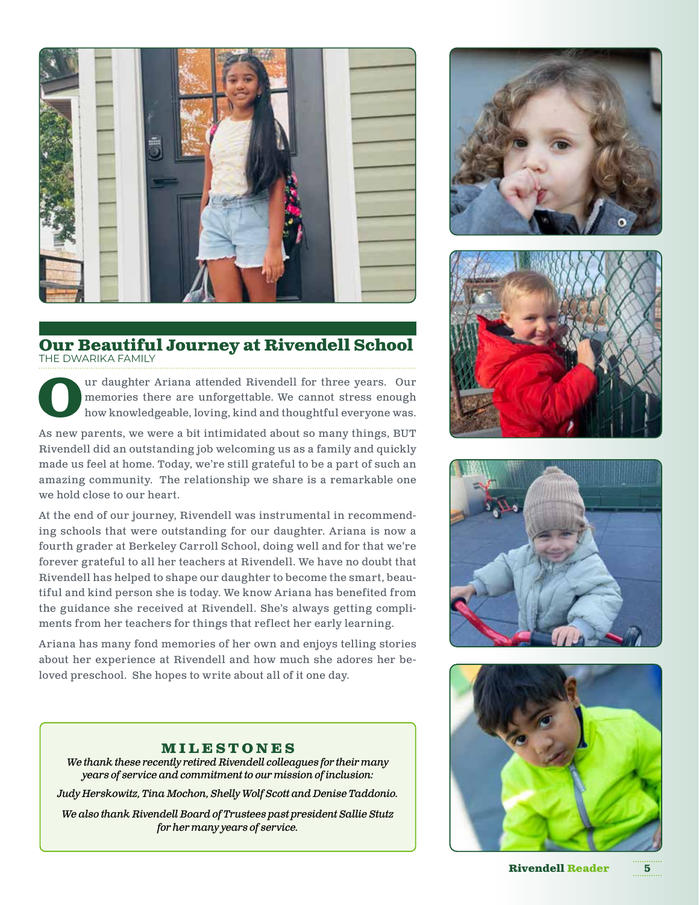## Our Beautiful Journey at Rivendell School

THE DWARIKA FAMILY

Our daughter Ariana attended Rivendell for three years. Our memories there are unforgettable. We cannot stress enough how knowledgeable, loving, kind and thoughtful everyone was.

As new parents, we were a bit intimidated about so many things, BUT Rivendell did an outstanding job welcoming us as a family and quickly made us feel at home. Today, we're still grateful to be a part of such an amazing community. The relationship we share is a remarkable one we hold close to our heart.

At the end of our journey, Rivendell was instrumental in recommending schools that were outstanding for our daughter. Ariana is now a fourth grader at Berkeley Carroll School, doing well and for that we're forever grateful to all her teachers at Rivendell. We have no doubt that Rivendell has helped to shape our daughter to become the smart, beautiful and kind person she is today. We know Ariana has benefited from the guidance she received at Rivendell. She's always getting compliments from her teachers for things that reflect her early learning.

Ariana has many fond memories of her own and enjoys telling stories about her experience at Rivendell and how much she adores her beloved preschool. She hopes to write about all of it one day.

### MILESTONES

*We thank these recently retired Rivendell colleagues for their many years of service and commitment to our mission of inclusion:*

*Judy Herskowitz, Tina Mochon, Shelly Wolf Scott and Denise Taddonio.*

*We also thank Rivendell Board of Trustees past president Sallie Stutz for her many years of service.*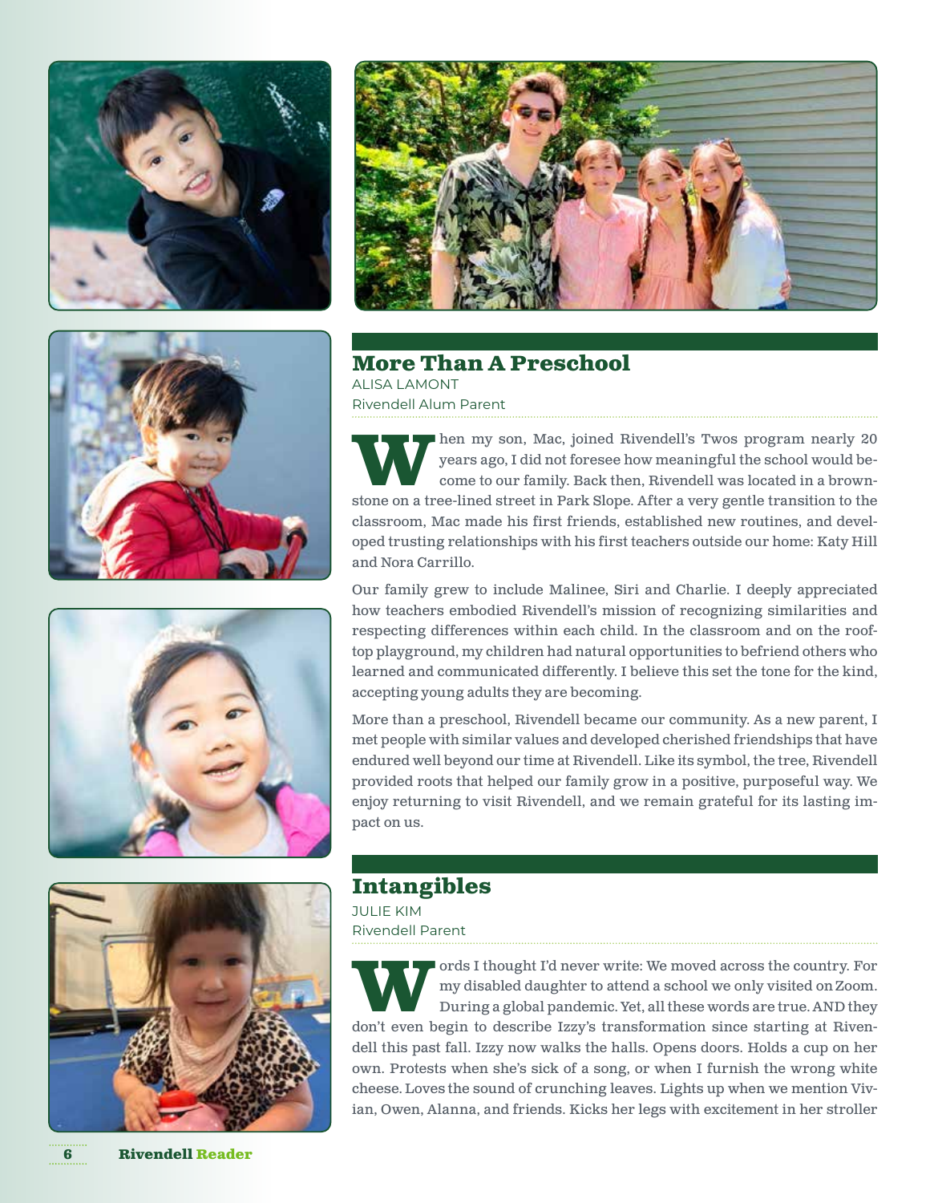## More Than A Preschool

ALISA LAMONT
Rivendell Alum Parent

When my son, Mac, joined Rivendell's Twos program nearly 20 years ago, I did not foresee how meaningful the school would become to our family. Back then, Rivendell was located in a brownstone on a tree-lined street in Park Slope. After a very gentle transition to the classroom, Mac made his first friends, established new routines, and developed trusting relationships with his first teachers outside our home: Katy Hill and Nora Carrillo.

Our family grew to include Malinee, Siri and Charlie. I deeply appreciated how teachers embodied Rivendell's mission of recognizing similarities and respecting differences within each child. In the classroom and on the rooftop playground, my children had natural opportunities to befriend others who learned and communicated differently. I believe this set the tone for the kind, accepting young adults they are becoming.

More than a preschool, Rivendell became our community. As a new parent, I met people with similar values and developed cherished friendships that have endured well beyond our time at Rivendell. Like its symbol, the tree, Rivendell provided roots that helped our family grow in a positive, purposeful way. We enjoy returning to visit Rivendell, and we remain grateful for its lasting impact on us.

## Intangibles

JULIE KIM
Rivendell Parent

Words I thought I'd never write: We moved across the country. For my disabled daughter to attend a school we only visited on Zoom. During a global pandemic. Yet, all these words are true. AND they don't even begin to describe Izzy's transformation since starting at Rivendell this past fall. Izzy now walks the halls. Opens doors. Holds a cup on her own. Protests when she's sick of a song, or when I furnish the wrong white cheese. Loves the sound of crunching leaves. Lights up when we mention Vivian, Owen, Alanna, and friends. Kicks her legs with excitement in her stroller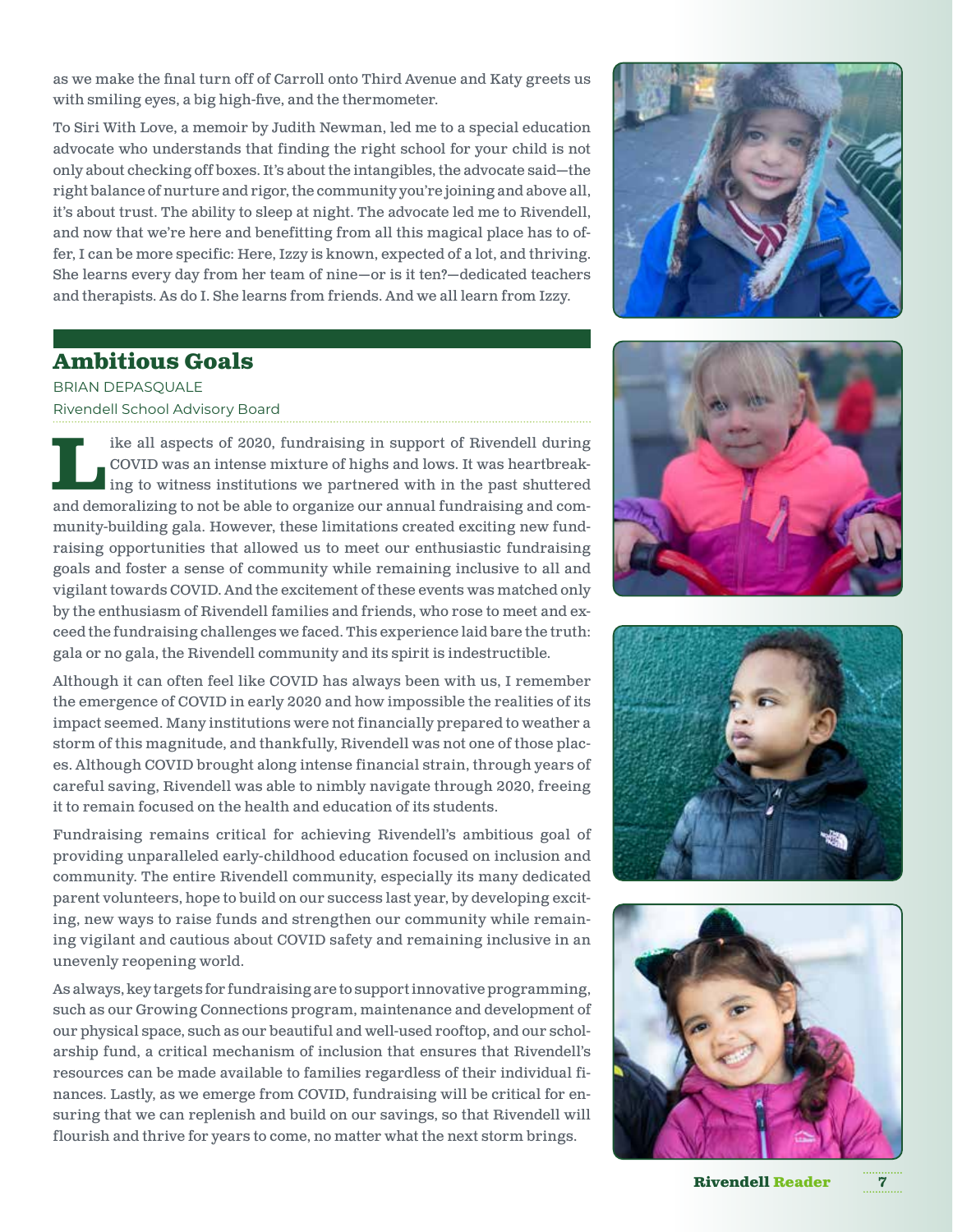as we make the final turn off of Carroll onto Third Avenue and Katy greets us with smiling eyes, a big high-five, and the thermometer.

To Siri With Love, a memoir by Judith Newman, led me to a special education advocate who understands that finding the right school for your child is not only about checking off boxes. It's about the intangibles, the advocate said—the right balance of nurture and rigor, the community you're joining and above all, it's about trust. The ability to sleep at night. The advocate led me to Rivendell, and now that we're here and benefitting from all this magical place has to offer, I can be more specific: Here, Izzy is known, expected of a lot, and thriving. She learns every day from her team of nine—or is it ten?—dedicated teachers and therapists. As do I. She learns from friends. And we all learn from Izzy.

## Ambitious Goals

BRIAN DEPASQUALE
Rivendell School Advisory Board

Like all aspects of 2020, fundraising in support of Rivendell during COVID was an intense mixture of highs and lows. It was heartbreaking to witness institutions we partnered with in the past shuttered and demoralizing to not be able to organize our annual fundraising and community-building gala. However, these limitations created exciting new fundraising opportunities that allowed us to meet our enthusiastic fundraising goals and foster a sense of community while remaining inclusive to all and vigilant towards COVID. And the excitement of these events was matched only by the enthusiasm of Rivendell families and friends, who rose to meet and exceed the fundraising challenges we faced. This experience laid bare the truth: gala or no gala, the Rivendell community and its spirit is indestructible.

Although it can often feel like COVID has always been with us, I remember the emergence of COVID in early 2020 and how impossible the realities of its impact seemed. Many institutions were not financially prepared to weather a storm of this magnitude, and thankfully, Rivendell was not one of those places. Although COVID brought along intense financial strain, through years of careful saving, Rivendell was able to nimbly navigate through 2020, freeing it to remain focused on the health and education of its students.

Fundraising remains critical for achieving Rivendell's ambitious goal of providing unparalleled early-childhood education focused on inclusion and community. The entire Rivendell community, especially its many dedicated parent volunteers, hope to build on our success last year, by developing exciting, new ways to raise funds and strengthen our community while remaining vigilant and cautious about COVID safety and remaining inclusive in an unevenly reopening world.

As always, key targets for fundraising are to support innovative programming, such as our Growing Connections program, maintenance and development of our physical space, such as our beautiful and well-used rooftop, and our scholarship fund, a critical mechanism of inclusion that ensures that Rivendell's resources can be made available to families regardless of their individual finances. Lastly, as we emerge from COVID, fundraising will be critical for ensuring that we can replenish and build on our savings, so that Rivendell will flourish and thrive for years to come, no matter what the next storm brings.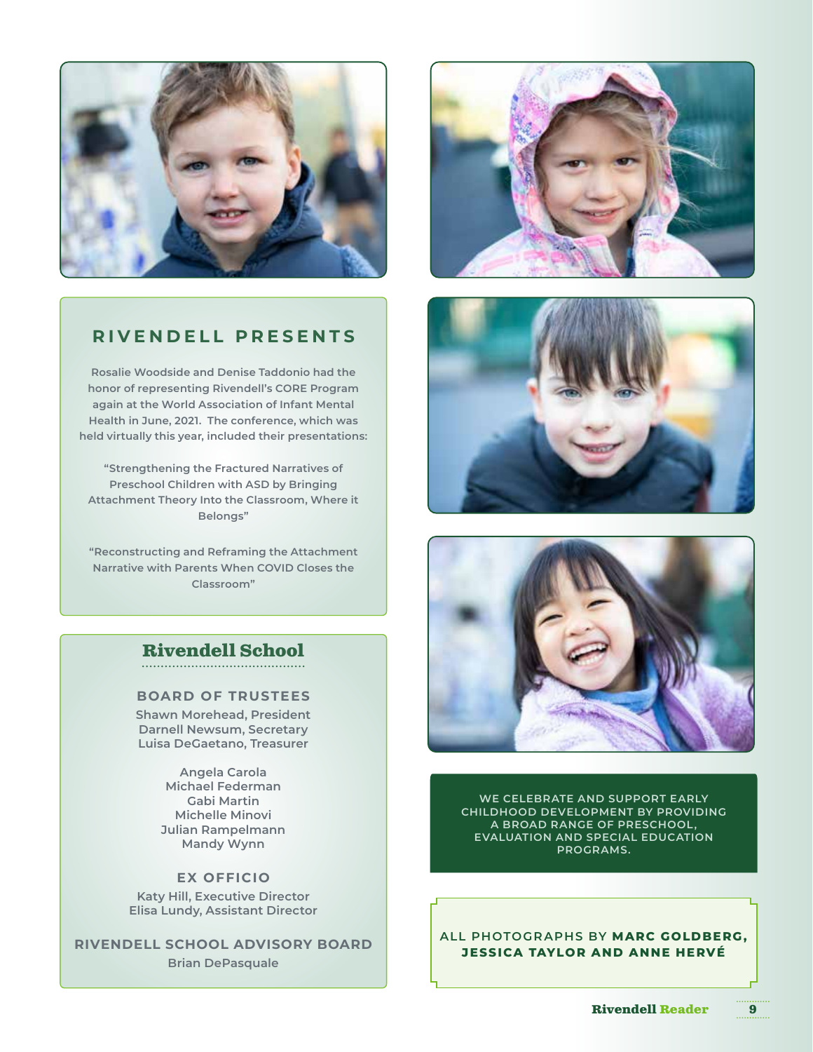## RIVENDELL PRESENTS

Rosalie Woodside and Denise Taddonio had the honor of representing Rivendell's CORE Program again at the World Association of Infant Mental Health in June, 2021. The conference, which was held virtually this year, included their presentations:

"Strengthening the Fractured Narratives of Preschool Children with ASD by Bringing Attachment Theory Into the Classroom, Where it Belongs"

"Reconstructing and Reframing the Attachment Narrative with Parents When COVID Closes the Classroom"

## Rivendell School

### BOARD OF TRUSTEES

Shawn Morehead, President
Darnell Newsum, Secretary
Luisa DeGaetano, Treasurer

Angela Carola
Michael Federman
Gabi Martin
Michelle Minovi
Julian Rampelmann
Mandy Wynn

### EX OFFICIO

Katy Hill, Executive Director
Elisa Lundy, Assistant Director

### RIVENDELL SCHOOL ADVISORY BOARD

Brian DePasquale

WE CELEBRATE AND SUPPORT EARLY CHILDHOOD DEVELOPMENT BY PROVIDING A BROAD RANGE OF PRESCHOOL, EVALUATION AND SPECIAL EDUCATION PROGRAMS.

ALL PHOTOGRAPHS BY **MARC GOLDBERG, JESSICA TAYLOR AND ANNE HERVÉ**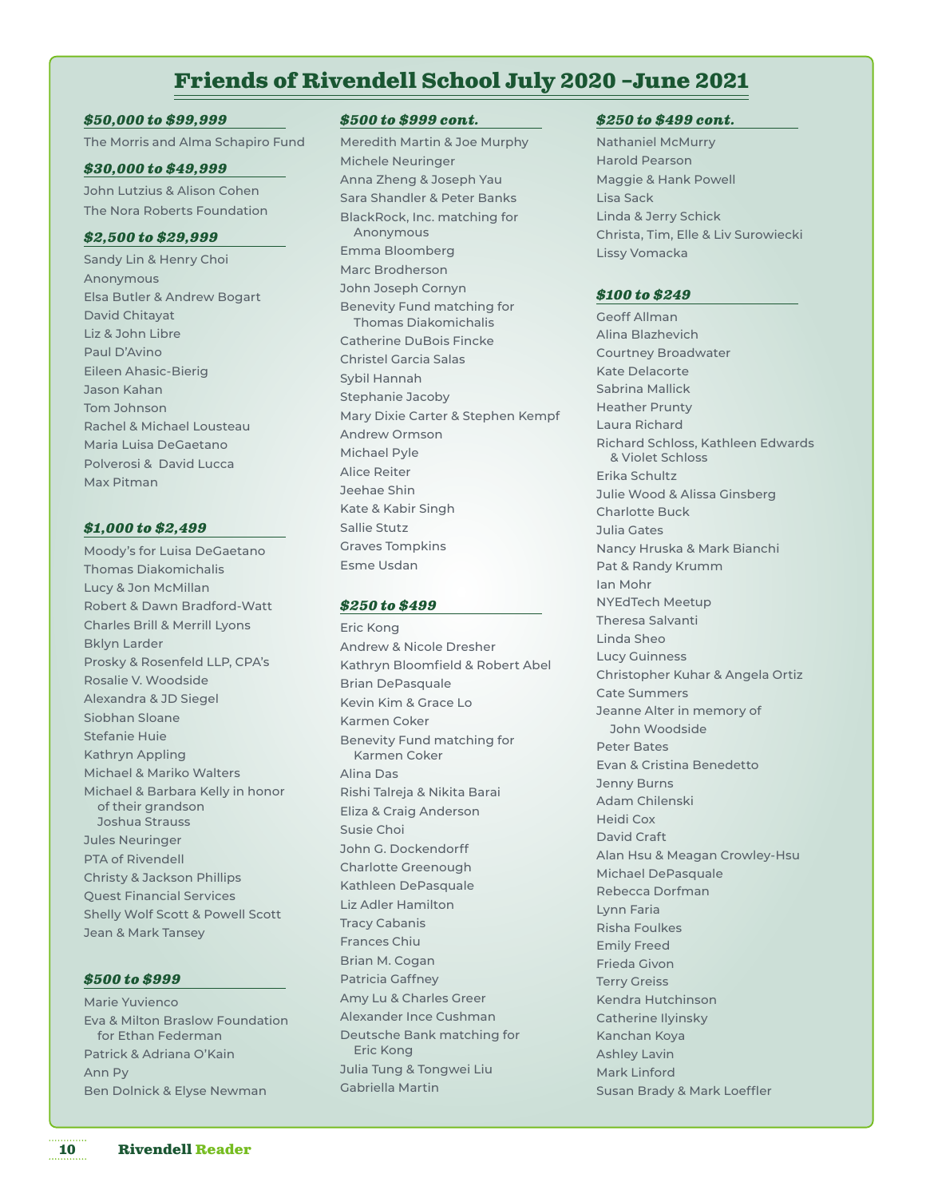# Friends of Rivendell School July 2020 –June 2021

### *$50,000 to $99,999*

The Morris and Alma Schapiro Fund

### *$30,000 to $49,999*

John Lutzius & Alison Cohen
The Nora Roberts Foundation

### *$2,500 to $29,999*

Sandy Lin & Henry Choi
Anonymous
Elsa Butler & Andrew Bogart
David Chitayat
Liz & John Libre
Paul D'Avino
Eileen Ahasic-Bierig
Jason Kahan
Tom Johnson
Rachel & Michael Lousteau
Maria Luisa DeGaetano
Polverosi & David Lucca
Max Pitman

### *$1,000 to $2,499*

Moody's for Luisa DeGaetano
Thomas Diakomichalis
Lucy & Jon McMillan
Robert & Dawn Bradford-Watt
Charles Brill & Merrill Lyons
Bklyn Larder
Prosky & Rosenfeld LLP, CPA's
Rosalie V. Woodside
Alexandra & JD Siegel
Siobhan Sloane
Stefanie Huie
Kathryn Appling
Michael & Mariko Walters
Michael & Barbara Kelly in honor of their grandson Joshua Strauss
Jules Neuringer
PTA of Rivendell
Christy & Jackson Phillips
Quest Financial Services
Shelly Wolf Scott & Powell Scott
Jean & Mark Tansey

### *$500 to $999*

Marie Yuvienco
Eva & Milton Braslow Foundation for Ethan Federman
Patrick & Adriana O'Kain
Ann Py
Ben Dolnick & Elyse Newman

### *$500 to $999 cont.*

Meredith Martin & Joe Murphy
Michele Neuringer
Anna Zheng & Joseph Yau
Sara Shandler & Peter Banks
BlackRock, Inc. matching for Anonymous
Emma Bloomberg
Marc Brodherson
John Joseph Cornyn
Benevity Fund matching for Thomas Diakomichalis
Catherine DuBois Fincke
Christel Garcia Salas
Sybil Hannah
Stephanie Jacoby
Mary Dixie Carter & Stephen Kempf
Andrew Ormson
Michael Pyle
Alice Reiter
Jeehae Shin
Kate & Kabir Singh
Sallie Stutz
Graves Tompkins
Esme Usdan

### *$250 to $499*

Eric Kong
Andrew & Nicole Dresher
Kathryn Bloomfield & Robert Abel
Brian DePasquale
Kevin Kim & Grace Lo
Karmen Coker
Benevity Fund matching for Karmen Coker
Alina Das
Rishi Talreja & Nikita Barai
Eliza & Craig Anderson
Susie Choi
John G. Dockendorff
Charlotte Greenough
Kathleen DePasquale
Liz Adler Hamilton
Tracy Cabanis
Frances Chiu
Brian M. Cogan
Patricia Gaffney
Amy Lu & Charles Greer
Alexander Ince Cushman
Deutsche Bank matching for Eric Kong
Julia Tung & Tongwei Liu
Gabriella Martin

### *$250 to $499 cont.*

Nathaniel McMurry
Harold Pearson
Maggie & Hank Powell
Lisa Sack
Linda & Jerry Schick
Christa, Tim, Elle & Liv Surowiecki
Lissy Vomacka

### *$100 to $249*

Geoff Allman
Alina Blazhevich
Courtney Broadwater
Kate Delacorte
Sabrina Mallick
Heather Prunty
Laura Richard
Richard Schloss, Kathleen Edwards & Violet Schloss
Erika Schultz
Julie Wood & Alissa Ginsberg
Charlotte Buck
Julia Gates
Nancy Hruska & Mark Bianchi
Pat & Randy Krumm
Ian Mohr
NYEdTech Meetup
Theresa Salvanti
Linda Sheo
Lucy Guinness
Christopher Kuhar & Angela Ortiz
Cate Summers
Jeanne Alter in memory of John Woodside
Peter Bates
Evan & Cristina Benedetto
Jenny Burns
Adam Chilenski
Heidi Cox
David Craft
Alan Hsu & Meagan Crowley-Hsu
Michael DePasquale
Rebecca Dorfman
Lynn Faria
Risha Foulkes
Emily Freed
Frieda Givon
Terry Greiss
Kendra Hutchinson
Catherine Ilyinsky
Kanchan Koya
Ashley Lavin
Mark Linford
Susan Brady & Mark Loeffler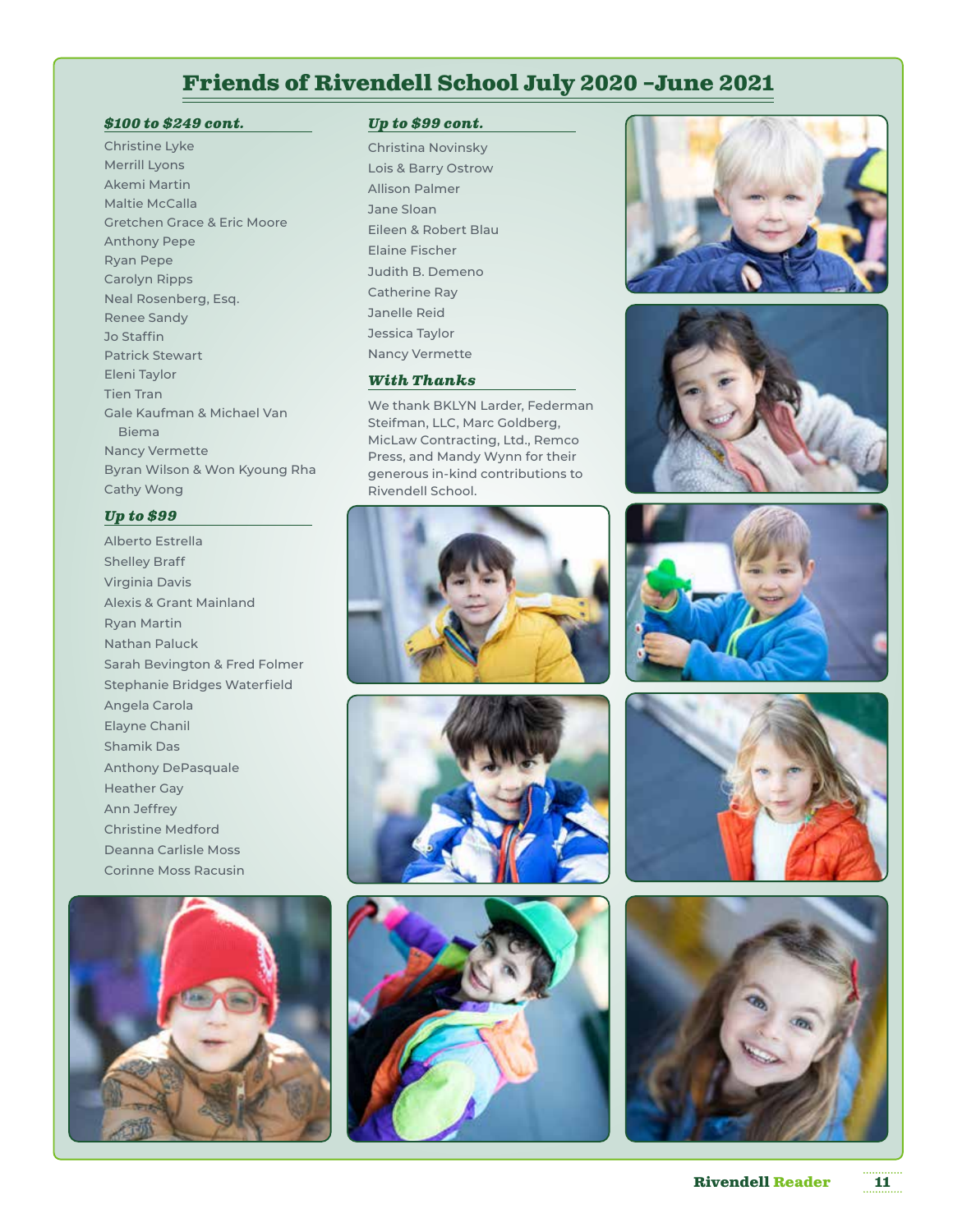# Friends of Rivendell School July 2020 –June 2021

### *$100 to $249 cont.*

Christine Lyke
Merrill Lyons
Akemi Martin
Maltie McCalla
Gretchen Grace & Eric Moore
Anthony Pepe
Ryan Pepe
Carolyn Ripps
Neal Rosenberg, Esq.
Renee Sandy
Jo Staffin
Patrick Stewart
Eleni Taylor
Tien Tran
Gale Kaufman & Michael Van Biema
Nancy Vermette
Byran Wilson & Won Kyoung Rha
Cathy Wong

### *Up to $99*

Alberto Estrella
Shelley Braff
Virginia Davis
Alexis & Grant Mainland
Ryan Martin
Nathan Paluck
Sarah Bevington & Fred Folmer
Stephanie Bridges Waterfield
Angela Carola
Elayne Chanil
Shamik Das
Anthony DePasquale
Heather Gay
Ann Jeffrey
Christine Medford
Deanna Carlisle Moss
Corinne Moss Racusin

### *Up to $99 cont.*

Christina Novinsky
Lois & Barry Ostrow
Allison Palmer
Jane Sloan
Eileen & Robert Blau
Elaine Fischer
Judith B. Demeno
Catherine Ray
Janelle Reid
Jessica Taylor
Nancy Vermette

### *With Thanks*

We thank BKLYN Larder, Federman Steifman, LLC, Marc Goldberg, MicLaw Contracting, Ltd., Remco Press, and Mandy Wynn for their generous in-kind contributions to Rivendell School.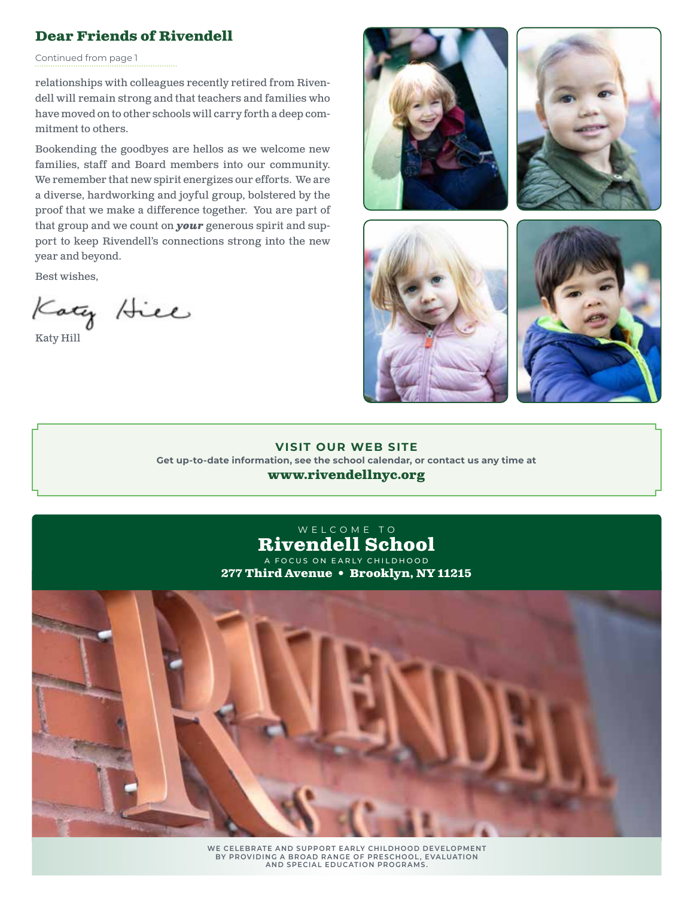## Dear Friends of Rivendell

Continued from page 1

relationships with colleagues recently retired from Rivendell will remain strong and that teachers and families who have moved on to other schools will carry forth a deep commitment to others.

Bookending the goodbyes are hellos as we welcome new families, staff and Board members into our community. We remember that new spirit energizes our efforts. We are a diverse, hardworking and joyful group, bolstered by the proof that we make a difference together. You are part of that group and we count on ***your*** generous spirit and support to keep Rivendell's connections strong into the new year and beyond.

Best wishes,

Katy Hill

### VISIT OUR WEB SITE

**Get up-to-date information, see the school calendar, or contact us any time at**

**www.rivendellnyc.org**

WELCOME TO

# Rivendell School

A FOCUS ON EARLY CHILDHOOD

**277 Third Avenue • Brooklyn, NY 11215**

WE CELEBRATE AND SUPPORT EARLY CHILDHOOD DEVELOPMENT BY PROVIDING A BROAD RANGE OF PRESCHOOL, EVALUATION AND SPECIAL EDUCATION PROGRAMS.